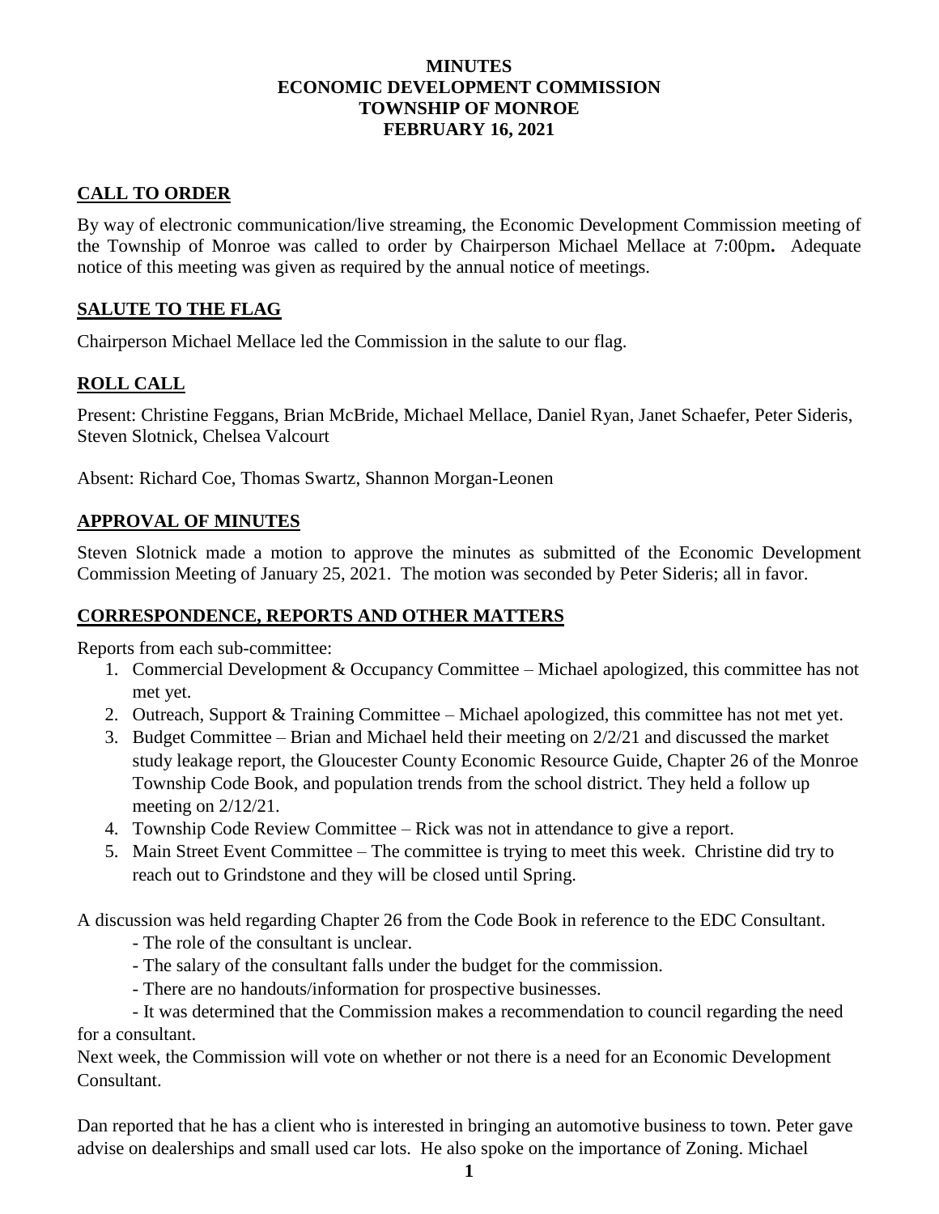# MINUTES
# ECONOMIC DEVELOPMENT COMMISSION
# TOWNSHIP OF MONROE
# FEBRUARY 16, 2021

## CALL TO ORDER

By way of electronic communication/live streaming, the Economic Development Commission meeting of the Township of Monroe was called to order by Chairperson Michael Mellace at 7:00pm**.** Adequate notice of this meeting was given as required by the annual notice of meetings.

## SALUTE TO THE FLAG

Chairperson Michael Mellace led the Commission in the salute to our flag.

## ROLL CALL

Present: Christine Feggans, Brian McBride, Michael Mellace, Daniel Ryan, Janet Schaefer, Peter Sideris, Steven Slotnick, Chelsea Valcourt

Absent: Richard Coe, Thomas Swartz, Shannon Morgan-Leonen

## APPROVAL OF MINUTES

Steven Slotnick made a motion to approve the minutes as submitted of the Economic Development Commission Meeting of January 25, 2021. The motion was seconded by Peter Sideris; all in favor.

## CORRESPONDENCE, REPORTS AND OTHER MATTERS

Reports from each sub-committee:

1. Commercial Development & Occupancy Committee – Michael apologized, this committee has not met yet.
2. Outreach, Support & Training Committee – Michael apologized, this committee has not met yet.
3. Budget Committee – Brian and Michael held their meeting on 2/2/21 and discussed the market study leakage report, the Gloucester County Economic Resource Guide, Chapter 26 of the Monroe Township Code Book, and population trends from the school district. They held a follow up meeting on 2/12/21.
4. Township Code Review Committee – Rick was not in attendance to give a report.
5. Main Street Event Committee – The committee is trying to meet this week. Christine did try to reach out to Grindstone and they will be closed until Spring.

A discussion was held regarding Chapter 26 from the Code Book in reference to the EDC Consultant.

- The role of the consultant is unclear.
- The salary of the consultant falls under the budget for the commission.
- There are no handouts/information for prospective businesses.
- It was determined that the Commission makes a recommendation to council regarding the need for a consultant.

Next week, the Commission will vote on whether or not there is a need for an Economic Development Consultant.

Dan reported that he has a client who is interested in bringing an automotive business to town. Peter gave advise on dealerships and small used car lots. He also spoke on the importance of Zoning. Michael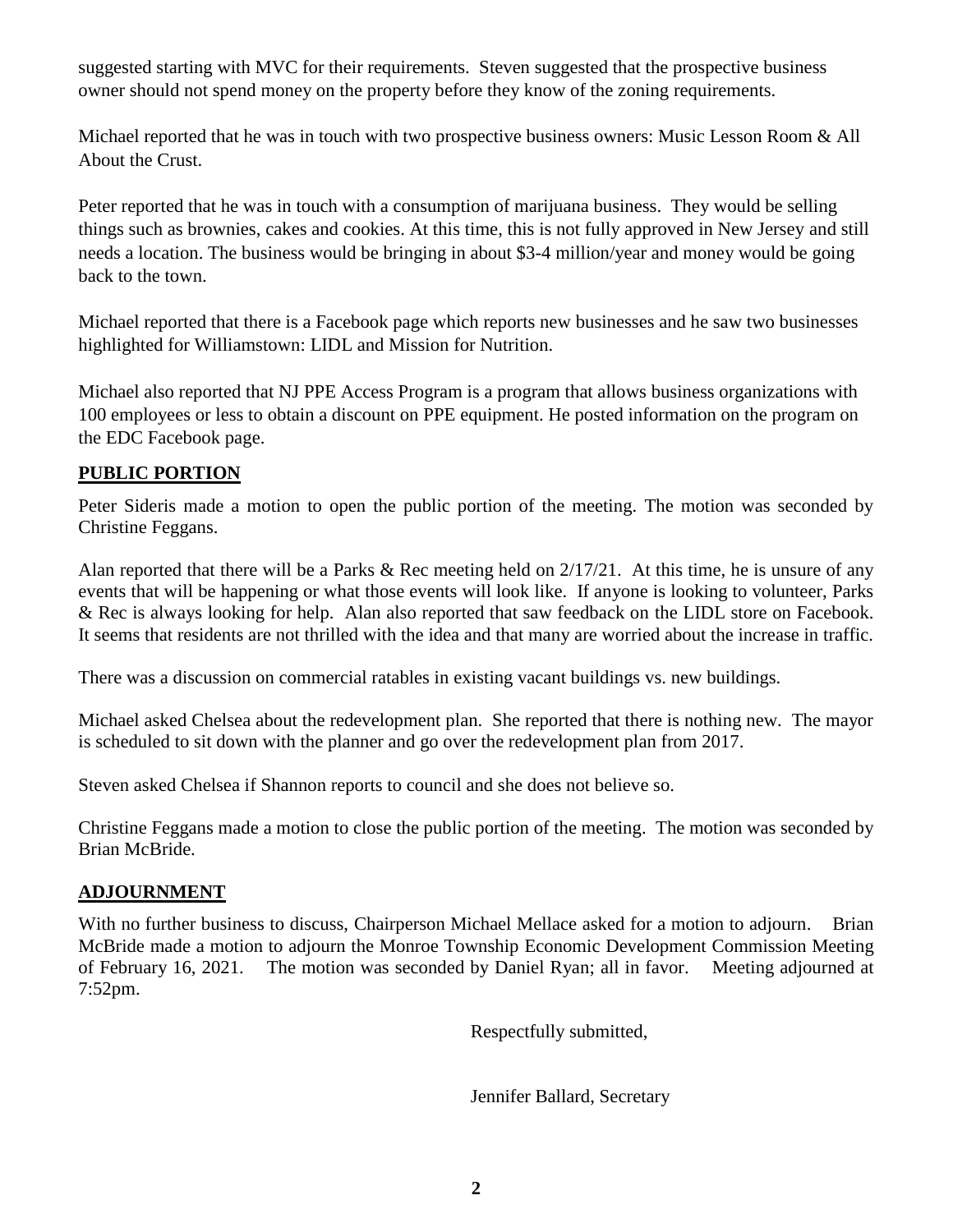suggested starting with MVC for their requirements. Steven suggested that the prospective business owner should not spend money on the property before they know of the zoning requirements.

Michael reported that he was in touch with two prospective business owners: Music Lesson Room & All About the Crust.

Peter reported that he was in touch with a consumption of marijuana business. They would be selling things such as brownies, cakes and cookies. At this time, this is not fully approved in New Jersey and still needs a location. The business would be bringing in about $3-4 million/year and money would be going back to the town.

Michael reported that there is a Facebook page which reports new businesses and he saw two businesses highlighted for Williamstown: LIDL and Mission for Nutrition.

Michael also reported that NJ PPE Access Program is a program that allows business organizations with 100 employees or less to obtain a discount on PPE equipment. He posted information on the program on the EDC Facebook page.

## PUBLIC PORTION

Peter Sideris made a motion to open the public portion of the meeting. The motion was seconded by Christine Feggans.

Alan reported that there will be a Parks & Rec meeting held on 2/17/21. At this time, he is unsure of any events that will be happening or what those events will look like. If anyone is looking to volunteer, Parks & Rec is always looking for help. Alan also reported that saw feedback on the LIDL store on Facebook. It seems that residents are not thrilled with the idea and that many are worried about the increase in traffic.

There was a discussion on commercial ratables in existing vacant buildings vs. new buildings.

Michael asked Chelsea about the redevelopment plan. She reported that there is nothing new. The mayor is scheduled to sit down with the planner and go over the redevelopment plan from 2017.

Steven asked Chelsea if Shannon reports to council and she does not believe so.

Christine Feggans made a motion to close the public portion of the meeting. The motion was seconded by Brian McBride.

## ADJOURNMENT

With no further business to discuss, Chairperson Michael Mellace asked for a motion to adjourn. Brian McBride made a motion to adjourn the Monroe Township Economic Development Commission Meeting of February 16, 2021. The motion was seconded by Daniel Ryan; all in favor. Meeting adjourned at 7:52pm.

Respectfully submitted,

Jennifer Ballard, Secretary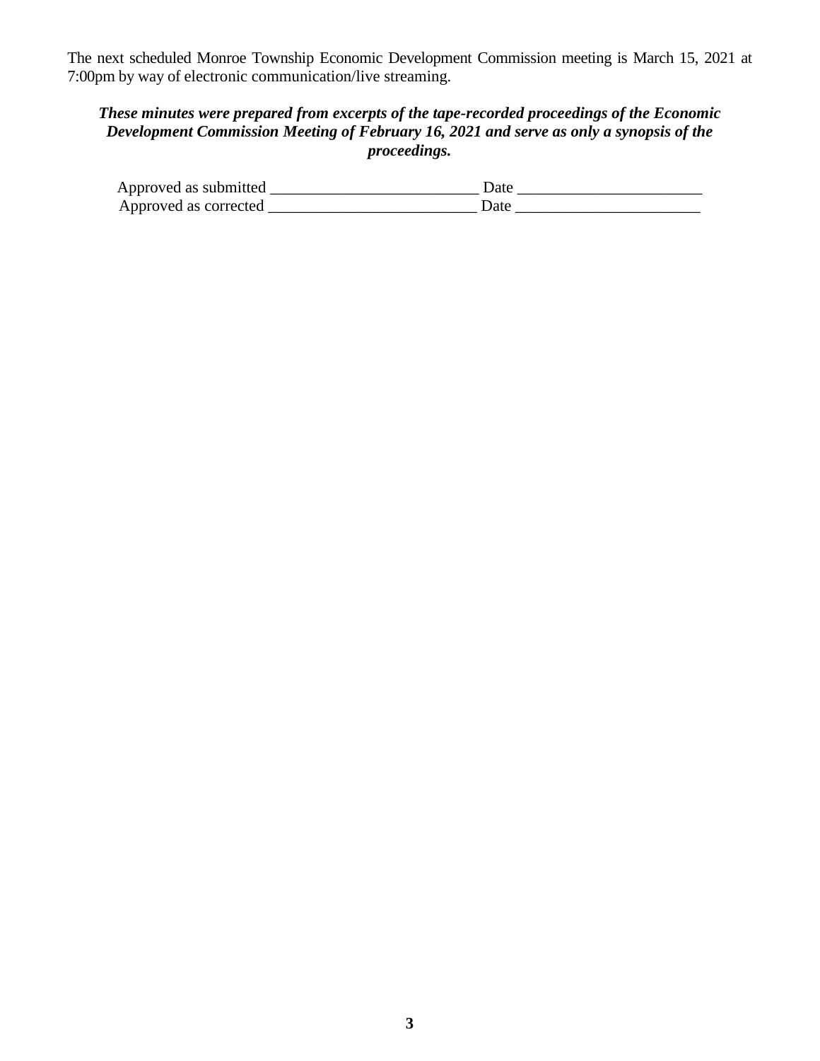The next scheduled Monroe Township Economic Development Commission meeting is March 15, 2021 at 7:00pm by way of electronic communication/live streaming.

***These minutes were prepared from excerpts of the tape-recorded proceedings of the Economic Development Commission Meeting of February 16, 2021 and serve as only a synopsis of the proceedings.***

Approved as submitted __________________________ Date _______________________
Approved as corrected __________________________ Date _______________________